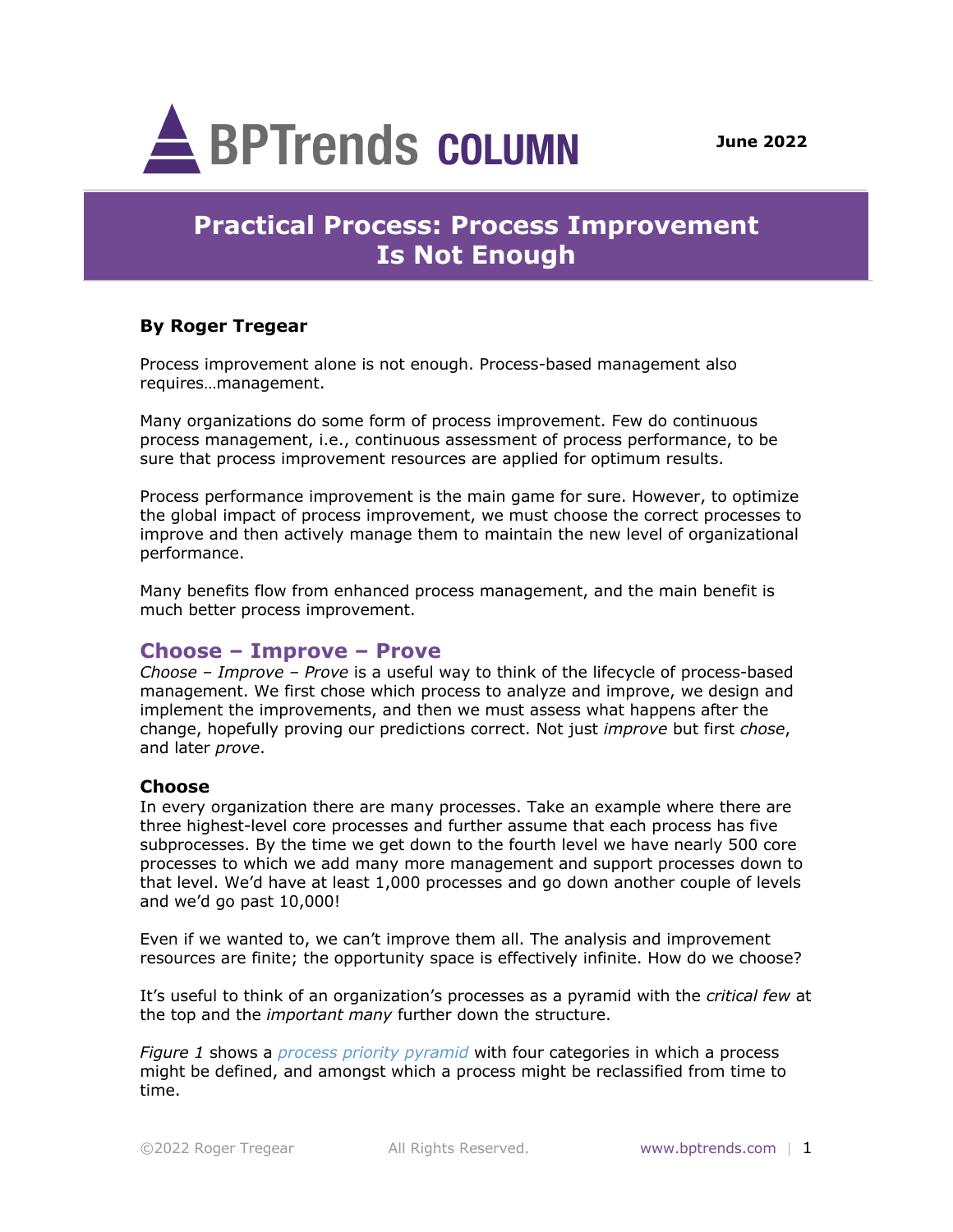# BPTrends COLUMN

June 2022

# Practical Process: Process Improvement Is Not Enough

**By Roger Tregear**

Process improvement alone is not enough. Process-based management also requires…management.

Many organizations do some form of process improvement. Few do continuous process management, i.e., continuous assessment of process performance, to be sure that process improvement resources are applied for optimum results.

Process performance improvement is the main game for sure. However, to optimize the global impact of process improvement, we must choose the correct processes to improve and then actively manage them to maintain the new level of organizational performance.

Many benefits flow from enhanced process management, and the main benefit is much better process improvement.

## Choose – Improve – Prove

*Choose – Improve – Prove* is a useful way to think of the lifecycle of process-based management. We first chose which process to analyze and improve, we design and implement the improvements, and then we must assess what happens after the change, hopefully proving our predictions correct. Not just *improve* but first *chose*, and later *prove*.

### Choose

In every organization there are many processes. Take an example where there are three highest-level core processes and further assume that each process has five subprocesses. By the time we get down to the fourth level we have nearly 500 core processes to which we add many more management and support processes down to that level. We'd have at least 1,000 processes and go down another couple of levels and we'd go past 10,000!

Even if we wanted to, we can't improve them all. The analysis and improvement resources are finite; the opportunity space is effectively infinite. How do we choose?

It's useful to think of an organization's processes as a pyramid with the *critical few* at the top and the *important many* further down the structure.

*Figure 1* shows a *process priority pyramid* with four categories in which a process might be defined, and amongst which a process might be reclassified from time to time.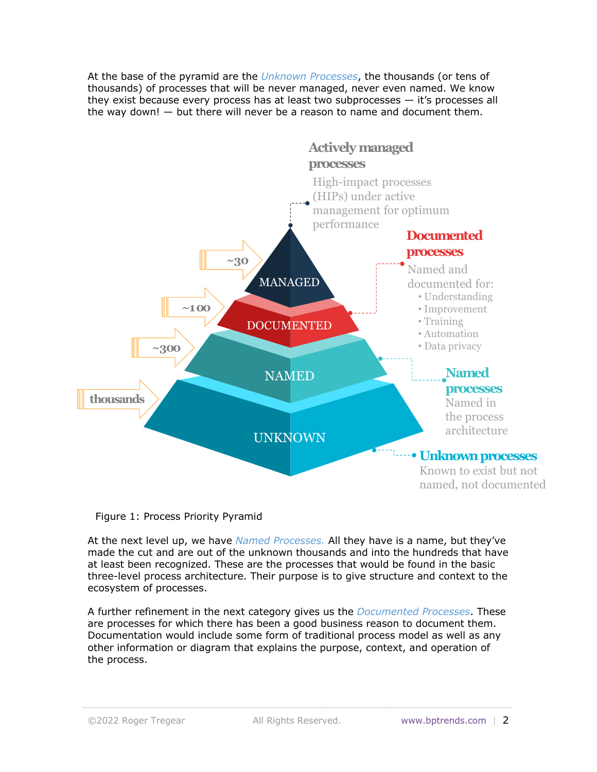At the base of the pyramid are the *Unknown Processes*, the thousands (or tens of thousands) of processes that will be never managed, never even named. We know they exist because every process has at least two subprocesses — it's processes all the way down! — but there will never be a reason to name and document them.

**Actively managed processes**
High-impact processes (HIPs) under active management for optimum performance

**Documented processes**
Named and documented for:
- Understanding
- Improvement
- Training
- Automation
- Data privacy

**Named processes**
Named in the process architecture

**Unknown processes**
Known to exist but not named, not documented

| Count | Level |
|---|---|
| ~30 | MANAGED |
| ~100 | DOCUMENTED |
| ~300 | NAMED |
| thousands | UNKNOWN |

Figure 1: Process Priority Pyramid

At the next level up, we have *Named Processes.* All they have is a name, but they've made the cut and are out of the unknown thousands and into the hundreds that have at least been recognized. These are the processes that would be found in the basic three-level process architecture. Their purpose is to give structure and context to the ecosystem of processes.

A further refinement in the next category gives us the *Documented Processes*. These are processes for which there has been a good business reason to document them. Documentation would include some form of traditional process model as well as any other information or diagram that explains the purpose, context, and operation of the process.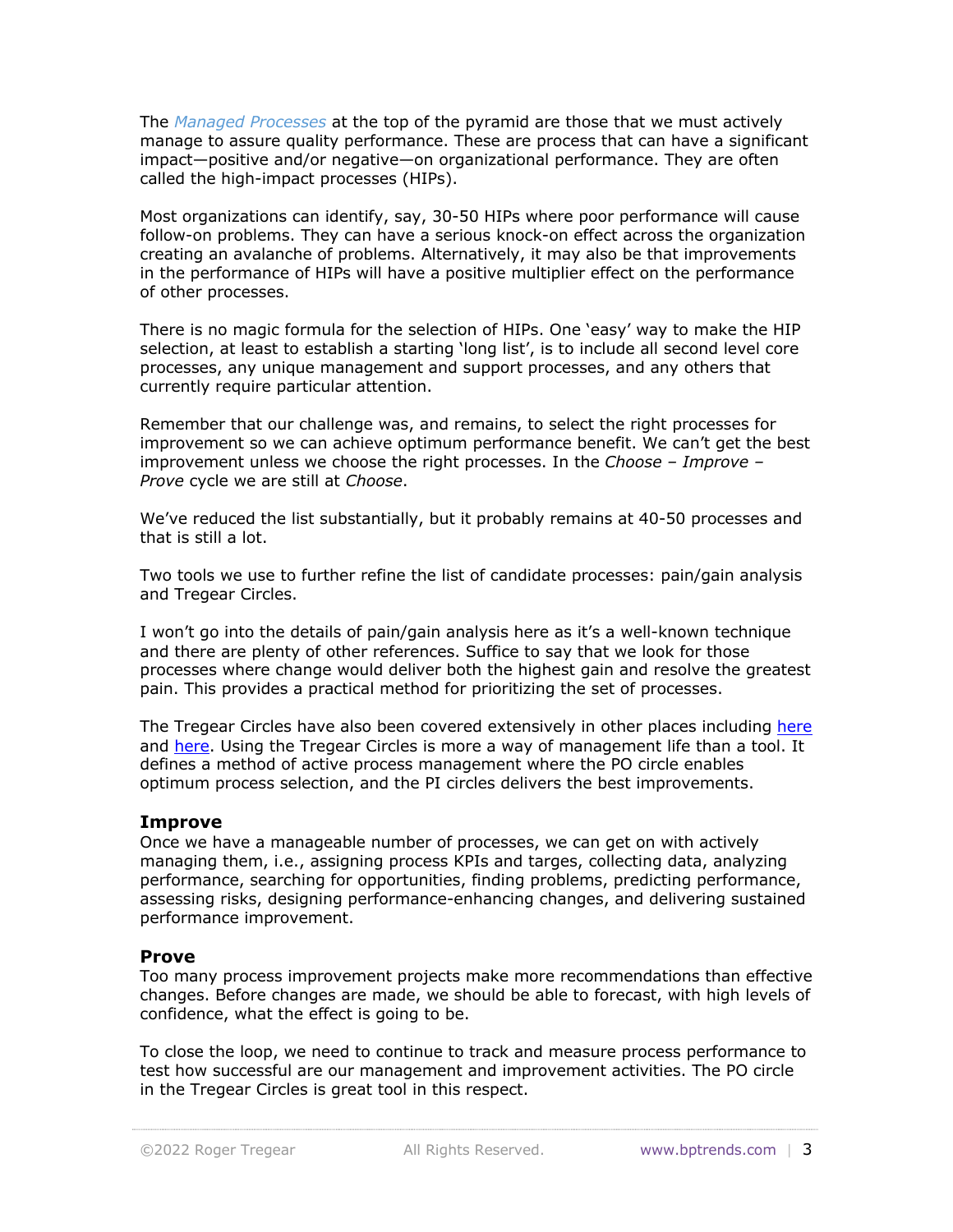The *Managed Processes* at the top of the pyramid are those that we must actively manage to assure quality performance. These are process that can have a significant impact—positive and/or negative—on organizational performance. They are often called the high-impact processes (HIPs).

Most organizations can identify, say, 30-50 HIPs where poor performance will cause follow-on problems. They can have a serious knock-on effect across the organization creating an avalanche of problems. Alternatively, it may also be that improvements in the performance of HIPs will have a positive multiplier effect on the performance of other processes.

There is no magic formula for the selection of HIPs. One 'easy' way to make the HIP selection, at least to establish a starting 'long list', is to include all second level core processes, any unique management and support processes, and any others that currently require particular attention.

Remember that our challenge was, and remains, to select the right processes for improvement so we can achieve optimum performance benefit. We can't get the best improvement unless we choose the right processes. In the *Choose – Improve – Prove* cycle we are still at *Choose*.

We've reduced the list substantially, but it probably remains at 40-50 processes and that is still a lot.

Two tools we use to further refine the list of candidate processes: pain/gain analysis and Tregear Circles.

I won't go into the details of pain/gain analysis here as it's a well-known technique and there are plenty of other references. Suffice to say that we look for those processes where change would deliver both the highest gain and resolve the greatest pain. This provides a practical method for prioritizing the set of processes.

The Tregear Circles have also been covered extensively in other places including here and here. Using the Tregear Circles is more a way of management life than a tool. It defines a method of active process management where the PO circle enables optimum process selection, and the PI circles delivers the best improvements.

### Improve

Once we have a manageable number of processes, we can get on with actively managing them, i.e., assigning process KPIs and targes, collecting data, analyzing performance, searching for opportunities, finding problems, predicting performance, assessing risks, designing performance-enhancing changes, and delivering sustained performance improvement.

### Prove

Too many process improvement projects make more recommendations than effective changes. Before changes are made, we should be able to forecast, with high levels of confidence, what the effect is going to be.

To close the loop, we need to continue to track and measure process performance to test how successful are our management and improvement activities. The PO circle in the Tregear Circles is great tool in this respect.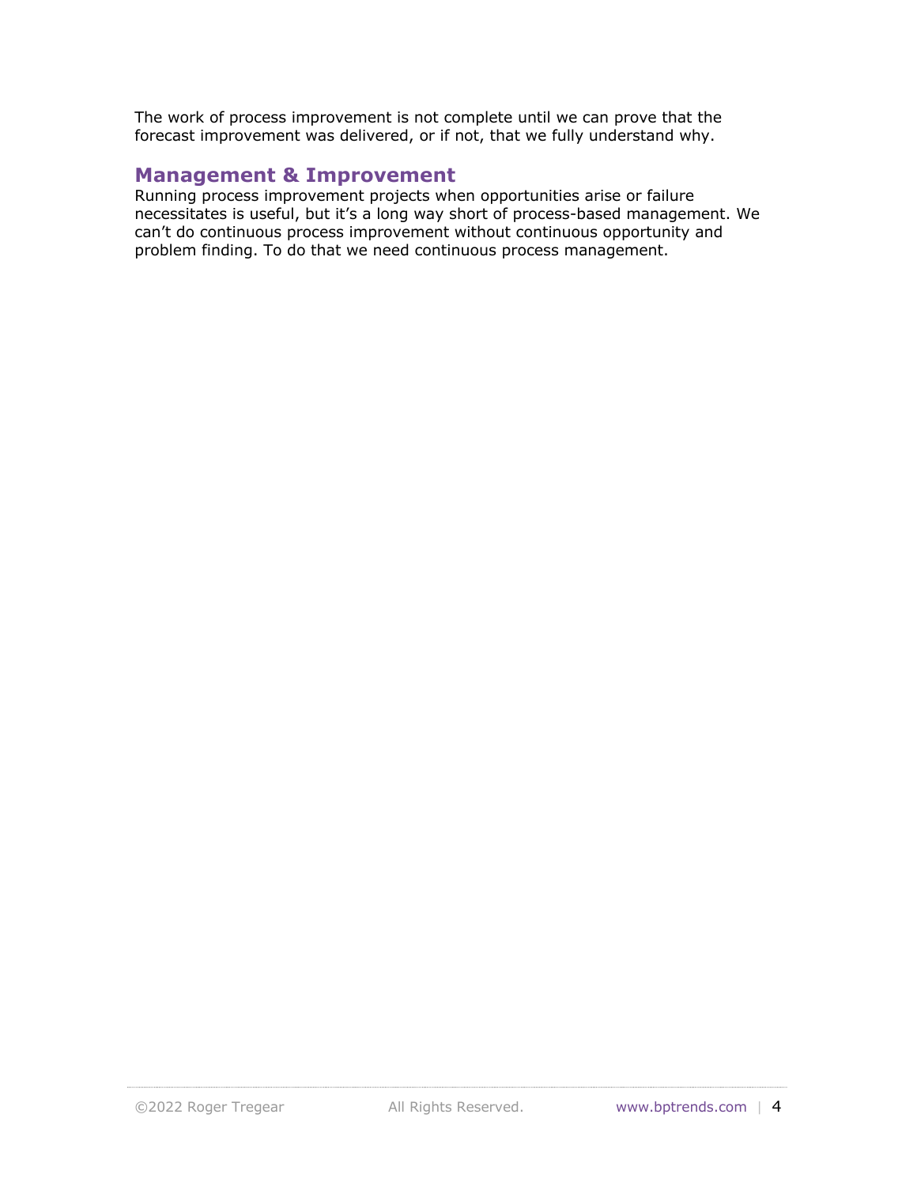The work of process improvement is not complete until we can prove that the forecast improvement was delivered, or if not, that we fully understand why.

## Management & Improvement

Running process improvement projects when opportunities arise or failure necessitates is useful, but it's a long way short of process-based management. We can't do continuous process improvement without continuous opportunity and problem finding. To do that we need continuous process management.